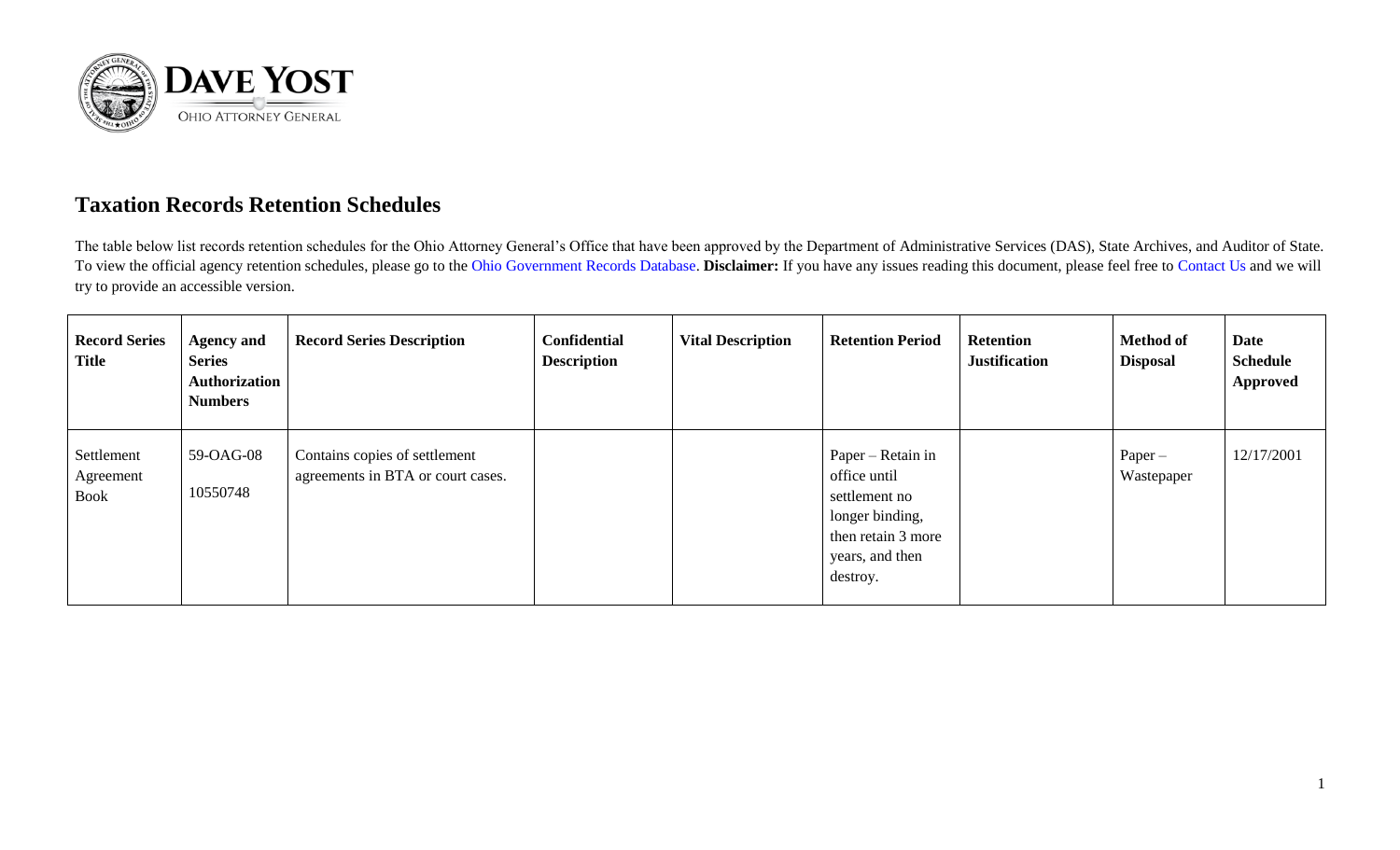# Taxation Records Retention Schedules

The table below list records retention schedules for the Ohio Attorney General's Office that have been approved by the Department of Administrative Services (DAS), State Archives, and Auditor of State. To view the official agency retention schedules, please go to the Ohio Government Records Database. **Disclaimer:** If you have any issues reading this document, please feel free to Contact Us and we will try to provide an accessible version.

| Record Series Title | Agency and Series Authorization Numbers | Record Series Description | Confidential Description | Vital Description | Retention Period | Retention Justification | Method of Disposal | Date Schedule Approved |
|---|---|---|---|---|---|---|---|---|
| Settlement Agreement Book | 59-OAG-08<br>10550748 | Contains copies of settlement agreements in BTA or court cases. | | | Paper – Retain in office until settlement no longer binding, then retain 3 more years, and then destroy. | | Paper – Wastepaper | 12/17/2001 |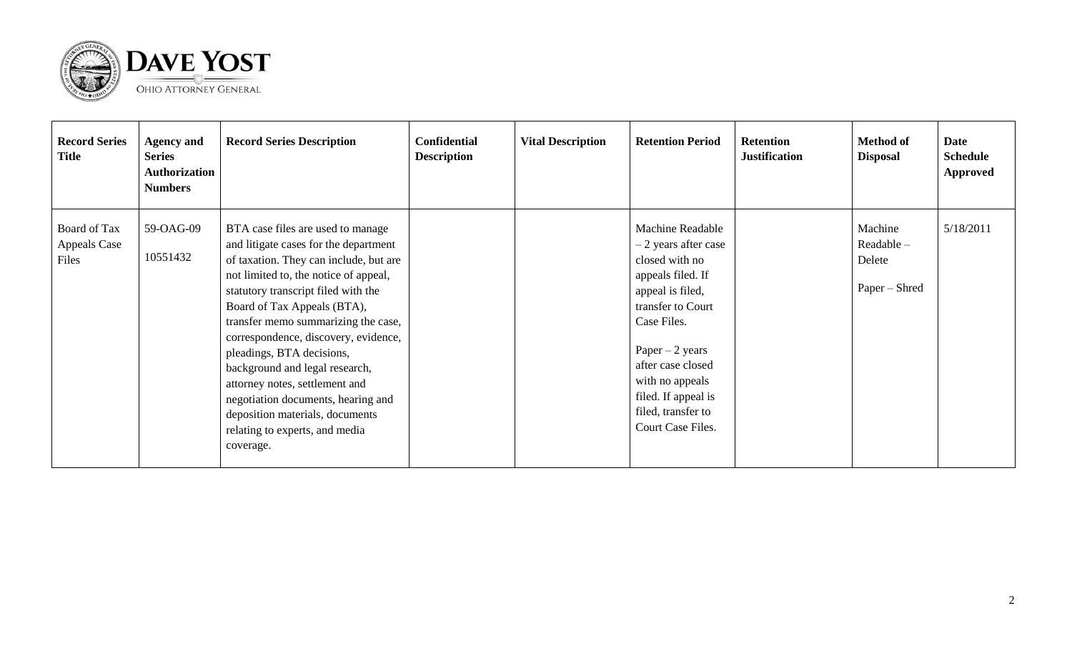| Record Series Title | Agency and Series Authorization Numbers | Record Series Description | Confidential Description | Vital Description | Retention Period | Retention Justification | Method of Disposal | Date Schedule Approved |
|---|---|---|---|---|---|---|---|---|
| Board of Tax Appeals Case Files | 59-OAG-09<br><br>10551432 | BTA case files are used to manage and litigate cases for the department of taxation. They can include, but are not limited to, the notice of appeal, statutory transcript filed with the Board of Tax Appeals (BTA), transfer memo summarizing the case, correspondence, discovery, evidence, pleadings, BTA decisions, background and legal research, attorney notes, settlement and negotiation documents, hearing and deposition materials, documents relating to experts, and media coverage. | | | Machine Readable – 2 years after case closed with no appeals filed. If appeal is filed, transfer to Court Case Files.<br><br>Paper – 2 years after case closed with no appeals filed. If appeal is filed, transfer to Court Case Files. | | Machine Readable – Delete<br><br>Paper – Shred | 5/18/2011 |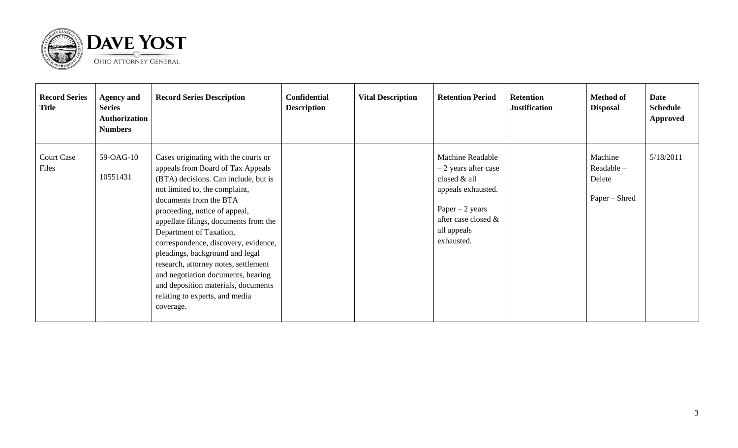| Record Series Title | Agency and Series Authorization Numbers | Record Series Description | Confidential Description | Vital Description | Retention Period | Retention Justification | Method of Disposal | Date Schedule Approved |
|---|---|---|---|---|---|---|---|---|
| Court Case Files | 59-OAG-10<br><br>10551431 | Cases originating with the courts or appeals from Board of Tax Appeals (BTA) decisions. Can include, but is not limited to, the complaint, documents from the BTA proceeding, notice of appeal, appellate filings, documents from the Department of Taxation, correspondence, discovery, evidence, pleadings, background and legal research, attorney notes, settlement and negotiation documents, hearing and deposition materials, documents relating to experts, and media coverage. | | | Machine Readable – 2 years after case closed & all appeals exhausted.<br><br>Paper – 2 years after case closed & all appeals exhausted. | | Machine Readable – Delete<br><br>Paper – Shred | 5/18/2011 |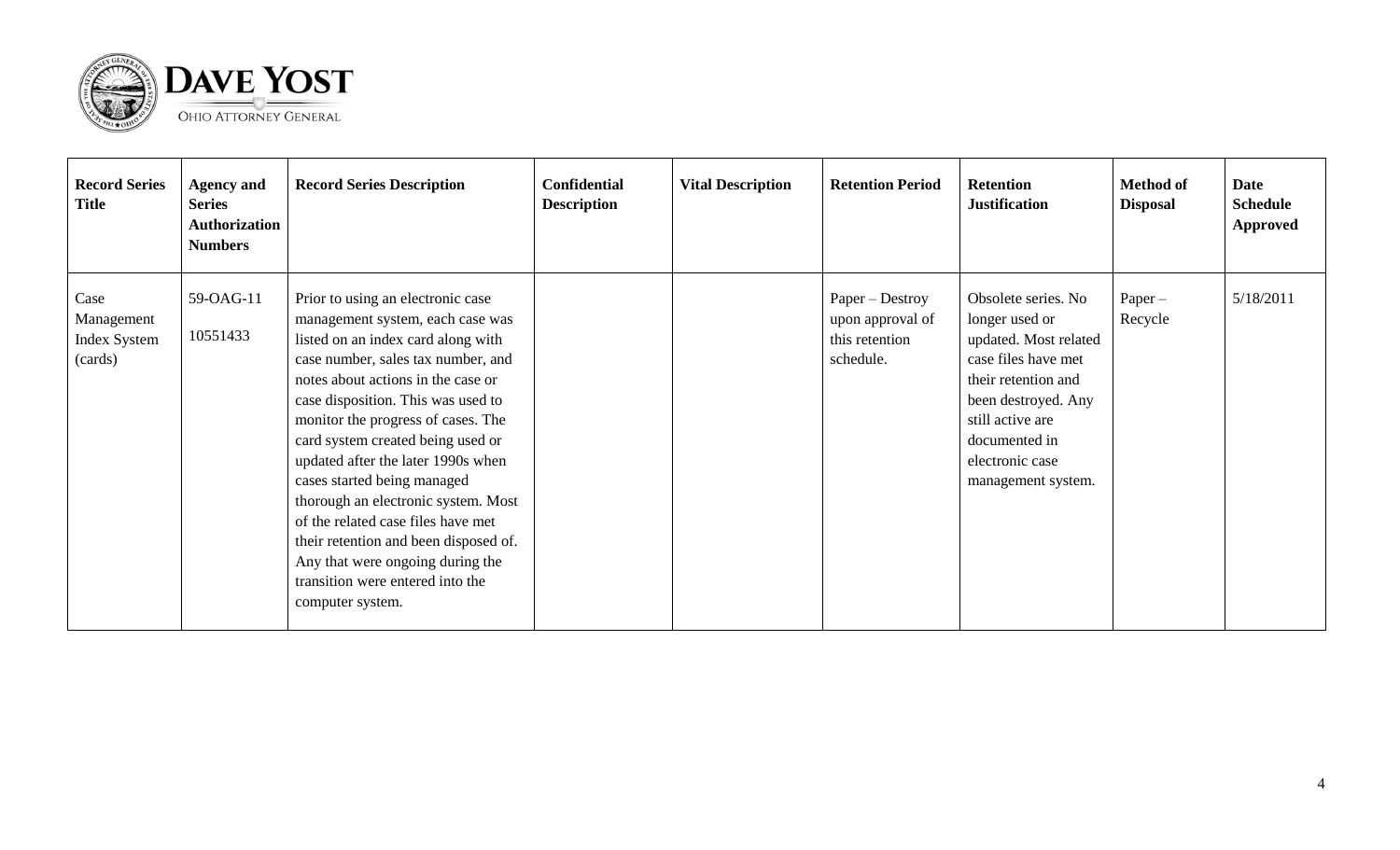| Record Series Title | Agency and Series Authorization Numbers | Record Series Description | Confidential Description | Vital Description | Retention Period | Retention Justification | Method of Disposal | Date Schedule Approved |
|---|---|---|---|---|---|---|---|---|
| Case Management Index System (cards) | 59-OAG-11<br>10551433 | Prior to using an electronic case management system, each case was listed on an index card along with case number, sales tax number, and notes about actions in the case or case disposition. This was used to monitor the progress of cases. The card system created being used or updated after the later 1990s when cases started being managed thorough an electronic system. Most of the related case files have met their retention and been disposed of. Any that were ongoing during the transition were entered into the computer system. | | | Paper – Destroy upon approval of this retention schedule. | Obsolete series. No longer used or updated. Most related case files have met their retention and been destroyed. Any still active are documented in electronic case management system. | Paper – Recycle | 5/18/2011 |